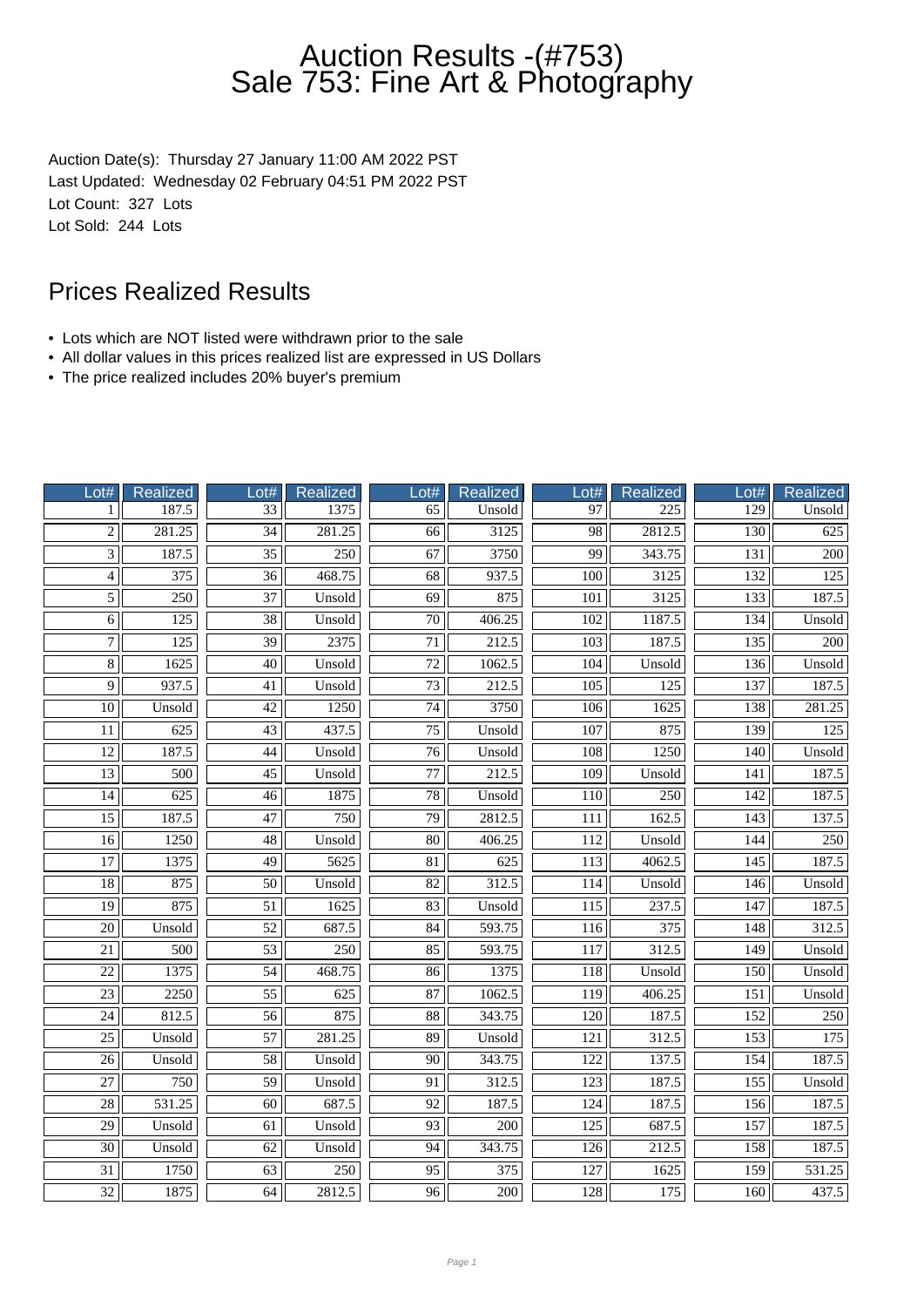# Auction Results -(#753)
# Sale 753: Fine Art & Photography

Auction Date(s): Thursday 27 January 11:00 AM 2022 PST
Last Updated: Wednesday 02 February 04:51 PM 2022 PST
Lot Count: 327 Lots
Lot Sold: 244 Lots

## Prices Realized Results

- Lots which are NOT listed were withdrawn prior to the sale
- All dollar values in this prices realized list are expressed in US Dollars
- The price realized includes 20% buyer's premium

| Lot# | Realized | Lot# | Realized | Lot# | Realized | Lot# | Realized | Lot# | Realized |
|---|---|---|---|---|---|---|---|---|---|
| 1 | 187.5 | 33 | 1375 | 65 | Unsold | 97 | 225 | 129 | Unsold |
| 2 | 281.25 | 34 | 281.25 | 66 | 3125 | 98 | 2812.5 | 130 | 625 |
| 3 | 187.5 | 35 | 250 | 67 | 3750 | 99 | 343.75 | 131 | 200 |
| 4 | 375 | 36 | 468.75 | 68 | 937.5 | 100 | 3125 | 132 | 125 |
| 5 | 250 | 37 | Unsold | 69 | 875 | 101 | 3125 | 133 | 187.5 |
| 6 | 125 | 38 | Unsold | 70 | 406.25 | 102 | 1187.5 | 134 | Unsold |
| 7 | 125 | 39 | 2375 | 71 | 212.5 | 103 | 187.5 | 135 | 200 |
| 8 | 1625 | 40 | Unsold | 72 | 1062.5 | 104 | Unsold | 136 | Unsold |
| 9 | 937.5 | 41 | Unsold | 73 | 212.5 | 105 | 125 | 137 | 187.5 |
| 10 | Unsold | 42 | 1250 | 74 | 3750 | 106 | 1625 | 138 | 281.25 |
| 11 | 625 | 43 | 437.5 | 75 | Unsold | 107 | 875 | 139 | 125 |
| 12 | 187.5 | 44 | Unsold | 76 | Unsold | 108 | 1250 | 140 | Unsold |
| 13 | 500 | 45 | Unsold | 77 | 212.5 | 109 | Unsold | 141 | 187.5 |
| 14 | 625 | 46 | 1875 | 78 | Unsold | 110 | 250 | 142 | 187.5 |
| 15 | 187.5 | 47 | 750 | 79 | 2812.5 | 111 | 162.5 | 143 | 137.5 |
| 16 | 1250 | 48 | Unsold | 80 | 406.25 | 112 | Unsold | 144 | 250 |
| 17 | 1375 | 49 | 5625 | 81 | 625 | 113 | 4062.5 | 145 | 187.5 |
| 18 | 875 | 50 | Unsold | 82 | 312.5 | 114 | Unsold | 146 | Unsold |
| 19 | 875 | 51 | 1625 | 83 | Unsold | 115 | 237.5 | 147 | 187.5 |
| 20 | Unsold | 52 | 687.5 | 84 | 593.75 | 116 | 375 | 148 | 312.5 |
| 21 | 500 | 53 | 250 | 85 | 593.75 | 117 | 312.5 | 149 | Unsold |
| 22 | 1375 | 54 | 468.75 | 86 | 1375 | 118 | Unsold | 150 | Unsold |
| 23 | 2250 | 55 | 625 | 87 | 1062.5 | 119 | 406.25 | 151 | Unsold |
| 24 | 812.5 | 56 | 875 | 88 | 343.75 | 120 | 187.5 | 152 | 250 |
| 25 | Unsold | 57 | 281.25 | 89 | Unsold | 121 | 312.5 | 153 | 175 |
| 26 | Unsold | 58 | Unsold | 90 | 343.75 | 122 | 137.5 | 154 | 187.5 |
| 27 | 750 | 59 | Unsold | 91 | 312.5 | 123 | 187.5 | 155 | Unsold |
| 28 | 531.25 | 60 | 687.5 | 92 | 187.5 | 124 | 187.5 | 156 | 187.5 |
| 29 | Unsold | 61 | Unsold | 93 | 200 | 125 | 687.5 | 157 | 187.5 |
| 30 | Unsold | 62 | Unsold | 94 | 343.75 | 126 | 212.5 | 158 | 187.5 |
| 31 | 1750 | 63 | 250 | 95 | 375 | 127 | 1625 | 159 | 531.25 |
| 32 | 1875 | 64 | 2812.5 | 96 | 200 | 128 | 175 | 160 | 437.5 |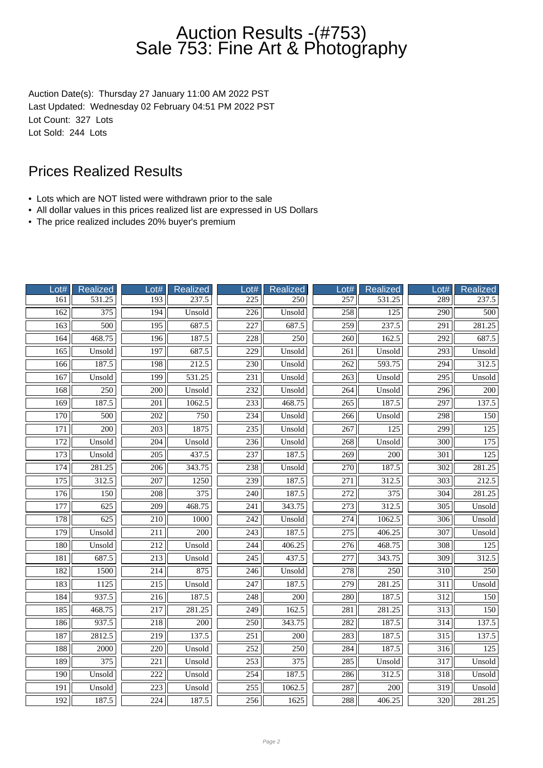# Auction Results -(#753)
# Sale 753: Fine Art & Photography

Auction Date(s): Thursday 27 January 11:00 AM 2022 PST
Last Updated: Wednesday 02 February 04:51 PM 2022 PST
Lot Count: 327 Lots
Lot Sold: 244 Lots

## Prices Realized Results

- Lots which are NOT listed were withdrawn prior to the sale
- All dollar values in this prices realized list are expressed in US Dollars
- The price realized includes 20% buyer's premium

| Lot# | Realized | Lot# | Realized | Lot# | Realized | Lot# | Realized | Lot# | Realized |
|---|---|---|---|---|---|---|---|---|---|
| 161 | 531.25 | 193 | 237.5 | 225 | 250 | 257 | 531.25 | 289 | 237.5 |
| 162 | 375 | 194 | Unsold | 226 | Unsold | 258 | 125 | 290 | 500 |
| 163 | 500 | 195 | 687.5 | 227 | 687.5 | 259 | 237.5 | 291 | 281.25 |
| 164 | 468.75 | 196 | 187.5 | 228 | 250 | 260 | 162.5 | 292 | 687.5 |
| 165 | Unsold | 197 | 687.5 | 229 | Unsold | 261 | Unsold | 293 | Unsold |
| 166 | 187.5 | 198 | 212.5 | 230 | Unsold | 262 | 593.75 | 294 | 312.5 |
| 167 | Unsold | 199 | 531.25 | 231 | Unsold | 263 | Unsold | 295 | Unsold |
| 168 | 250 | 200 | Unsold | 232 | Unsold | 264 | Unsold | 296 | 200 |
| 169 | 187.5 | 201 | 1062.5 | 233 | 468.75 | 265 | 187.5 | 297 | 137.5 |
| 170 | 500 | 202 | 750 | 234 | Unsold | 266 | Unsold | 298 | 150 |
| 171 | 200 | 203 | 1875 | 235 | Unsold | 267 | 125 | 299 | 125 |
| 172 | Unsold | 204 | Unsold | 236 | Unsold | 268 | Unsold | 300 | 175 |
| 173 | Unsold | 205 | 437.5 | 237 | 187.5 | 269 | 200 | 301 | 125 |
| 174 | 281.25 | 206 | 343.75 | 238 | Unsold | 270 | 187.5 | 302 | 281.25 |
| 175 | 312.5 | 207 | 1250 | 239 | 187.5 | 271 | 312.5 | 303 | 212.5 |
| 176 | 150 | 208 | 375 | 240 | 187.5 | 272 | 375 | 304 | 281.25 |
| 177 | 625 | 209 | 468.75 | 241 | 343.75 | 273 | 312.5 | 305 | Unsold |
| 178 | 625 | 210 | 1000 | 242 | Unsold | 274 | 1062.5 | 306 | Unsold |
| 179 | Unsold | 211 | 200 | 243 | 187.5 | 275 | 406.25 | 307 | Unsold |
| 180 | Unsold | 212 | Unsold | 244 | 406.25 | 276 | 468.75 | 308 | 125 |
| 181 | 687.5 | 213 | Unsold | 245 | 437.5 | 277 | 343.75 | 309 | 312.5 |
| 182 | 1500 | 214 | 875 | 246 | Unsold | 278 | 250 | 310 | 250 |
| 183 | 1125 | 215 | Unsold | 247 | 187.5 | 279 | 281.25 | 311 | Unsold |
| 184 | 937.5 | 216 | 187.5 | 248 | 200 | 280 | 187.5 | 312 | 150 |
| 185 | 468.75 | 217 | 281.25 | 249 | 162.5 | 281 | 281.25 | 313 | 150 |
| 186 | 937.5 | 218 | 200 | 250 | 343.75 | 282 | 187.5 | 314 | 137.5 |
| 187 | 2812.5 | 219 | 137.5 | 251 | 200 | 283 | 187.5 | 315 | 137.5 |
| 188 | 2000 | 220 | Unsold | 252 | 250 | 284 | 187.5 | 316 | 125 |
| 189 | 375 | 221 | Unsold | 253 | 375 | 285 | Unsold | 317 | Unsold |
| 190 | Unsold | 222 | Unsold | 254 | 187.5 | 286 | 312.5 | 318 | Unsold |
| 191 | Unsold | 223 | Unsold | 255 | 1062.5 | 287 | 200 | 319 | Unsold |
| 192 | 187.5 | 224 | 187.5 | 256 | 1625 | 288 | 406.25 | 320 | 281.25 |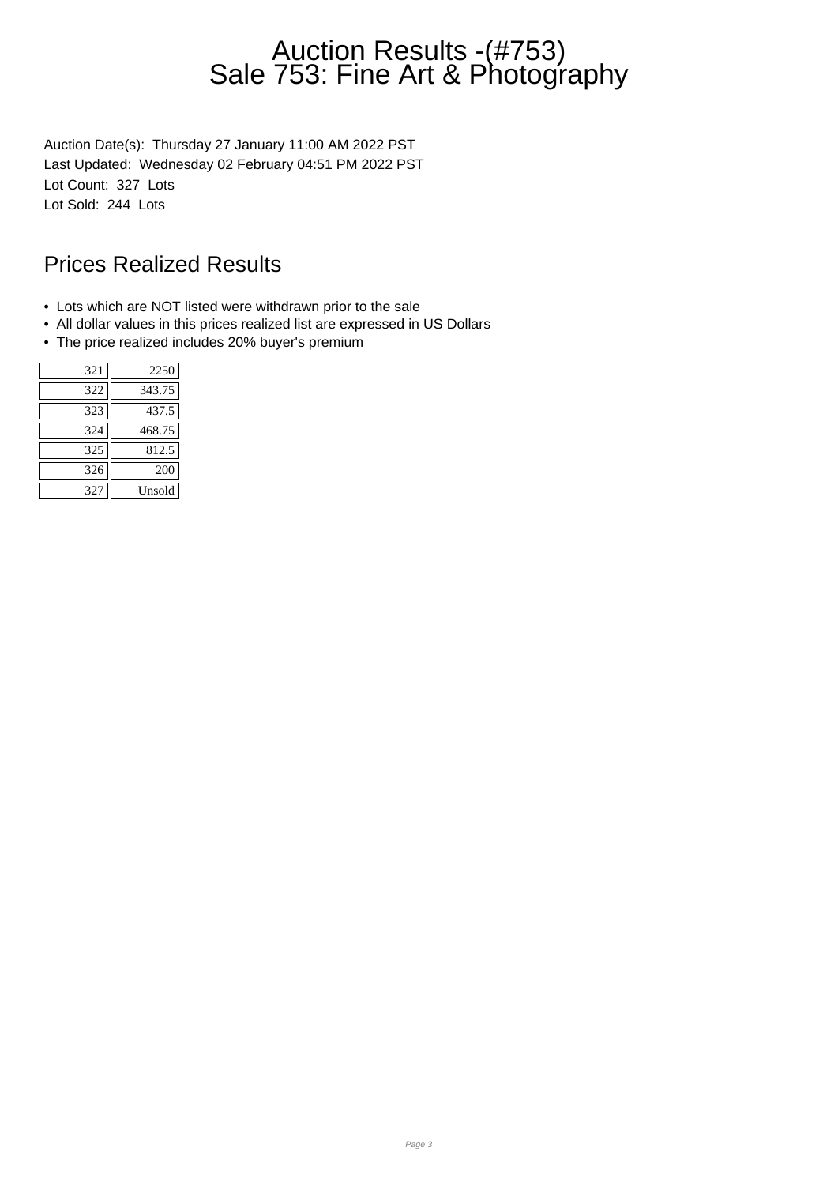# Auction Results -(#753)
# Sale 753: Fine Art & Photography

Auction Date(s): Thursday 27 January 11:00 AM 2022 PST
Last Updated: Wednesday 02 February 04:51 PM 2022 PST
Lot Count: 327 Lots
Lot Sold: 244 Lots

## Prices Realized Results

- Lots which are NOT listed were withdrawn prior to the sale
- All dollar values in this prices realized list are expressed in US Dollars
- The price realized includes 20% buyer's premium

| | |
|---|---|
| 321 | 2250 |
| 322 | 343.75 |
| 323 | 437.5 |
| 324 | 468.75 |
| 325 | 812.5 |
| 326 | 200 |
| 327 | Unsold |